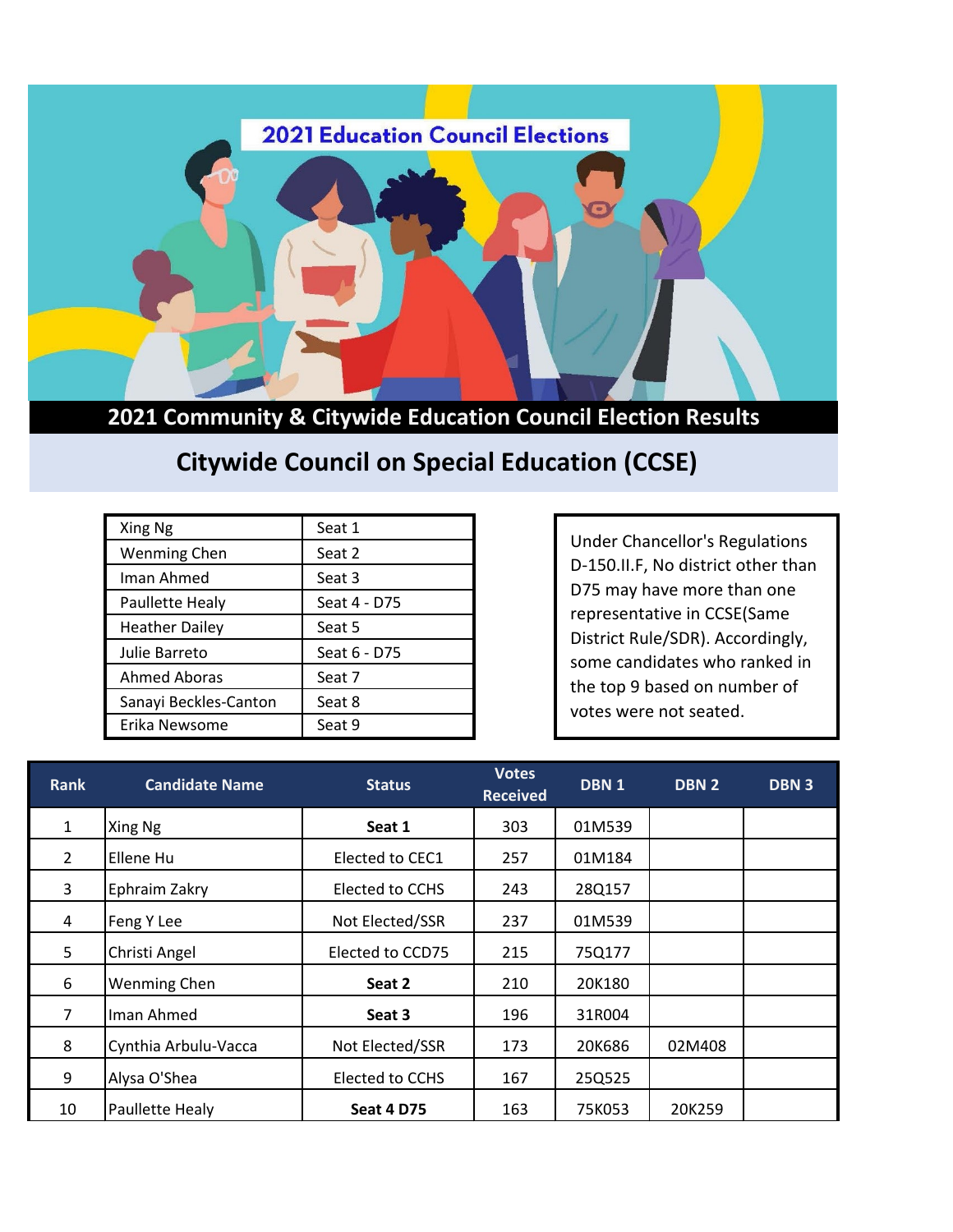2021 Education Council Elections

# 2021 Community & Citywide Education Council Election Results

## Citywide Council on Special Education (CCSE)

| | |
|---|---|
| Xing Ng | Seat 1 |
| Wenming Chen | Seat 2 |
| Iman Ahmed | Seat 3 |
| Paullette Healy | Seat 4 - D75 |
| Heather Dailey | Seat 5 |
| Julie Barreto | Seat 6 - D75 |
| Ahmed Aboras | Seat 7 |
| Sanayi Beckles-Canton | Seat 8 |
| Erika Newsome | Seat 9 |

Under Chancellor's Regulations D-150.II.F, No district other than D75 may have more than one representative in CCSE(Same District Rule/SDR). Accordingly, some candidates who ranked in the top 9 based on number of votes were not seated.

| Rank | Candidate Name | Status | Votes Received | DBN 1 | DBN 2 | DBN 3 |
|---|---|---|---|---|---|---|
| 1 | Xing Ng | **Seat 1** | 303 | 01M539 | | |
| 2 | Ellene Hu | Elected to CEC1 | 257 | 01M184 | | |
| 3 | Ephraim Zakry | Elected to CCHS | 243 | 28Q157 | | |
| 4 | Feng Y Lee | Not Elected/SSR | 237 | 01M539 | | |
| 5 | Christi Angel | Elected to CCD75 | 215 | 75Q177 | | |
| 6 | Wenming Chen | **Seat 2** | 210 | 20K180 | | |
| 7 | Iman Ahmed | **Seat 3** | 196 | 31R004 | | |
| 8 | Cynthia Arbulu-Vacca | Not Elected/SSR | 173 | 20K686 | 02M408 | |
| 9 | Alysa O'Shea | Elected to CCHS | 167 | 25Q525 | | |
| 10 | Paullette Healy | **Seat 4 D75** | 163 | 75K053 | 20K259 | |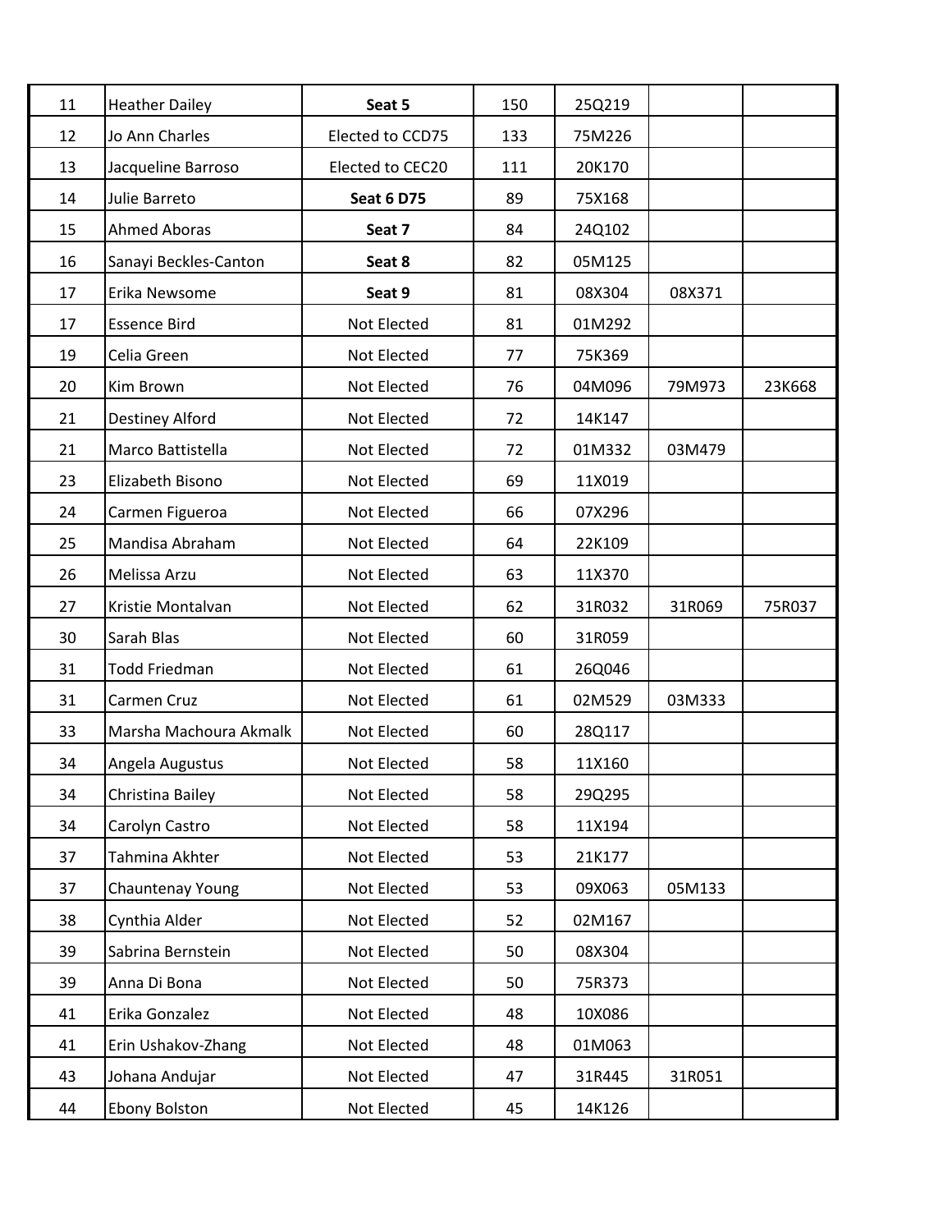| | | | | | | |
|---|---|---|---|---|---|---|
| 11 | Heather Dailey | **Seat 5** | 150 | 25Q219 | | |
| 12 | Jo Ann Charles | Elected to CCD75 | 133 | 75M226 | | |
| 13 | Jacqueline Barroso | Elected to CEC20 | 111 | 20K170 | | |
| 14 | Julie Barreto | **Seat 6 D75** | 89 | 75X168 | | |
| 15 | Ahmed Aboras | **Seat 7** | 84 | 24Q102 | | |
| 16 | Sanayi Beckles-Canton | **Seat 8** | 82 | 05M125 | | |
| 17 | Erika Newsome | **Seat 9** | 81 | 08X304 | 08X371 | |
| 17 | Essence Bird | Not Elected | 81 | 01M292 | | |
| 19 | Celia Green | Not Elected | 77 | 75K369 | | |
| 20 | Kim Brown | Not Elected | 76 | 04M096 | 79M973 | 23K668 |
| 21 | Destiney Alford | Not Elected | 72 | 14K147 | | |
| 21 | Marco Battistella | Not Elected | 72 | 01M332 | 03M479 | |
| 23 | Elizabeth Bisono | Not Elected | 69 | 11X019 | | |
| 24 | Carmen Figueroa | Not Elected | 66 | 07X296 | | |
| 25 | Mandisa Abraham | Not Elected | 64 | 22K109 | | |
| 26 | Melissa Arzu | Not Elected | 63 | 11X370 | | |
| 27 | Kristie Montalvan | Not Elected | 62 | 31R032 | 31R069 | 75R037 |
| 30 | Sarah Blas | Not Elected | 60 | 31R059 | | |
| 31 | Todd Friedman | Not Elected | 61 | 26Q046 | | |
| 31 | Carmen Cruz | Not Elected | 61 | 02M529 | 03M333 | |
| 33 | Marsha Machoura Akmalk | Not Elected | 60 | 28Q117 | | |
| 34 | Angela Augustus | Not Elected | 58 | 11X160 | | |
| 34 | Christina Bailey | Not Elected | 58 | 29Q295 | | |
| 34 | Carolyn Castro | Not Elected | 58 | 11X194 | | |
| 37 | Tahmina Akhter | Not Elected | 53 | 21K177 | | |
| 37 | Chauntenay Young | Not Elected | 53 | 09X063 | 05M133 | |
| 38 | Cynthia Alder | Not Elected | 52 | 02M167 | | |
| 39 | Sabrina Bernstein | Not Elected | 50 | 08X304 | | |
| 39 | Anna Di Bona | Not Elected | 50 | 75R373 | | |
| 41 | Erika Gonzalez | Not Elected | 48 | 10X086 | | |
| 41 | Erin Ushakov-Zhang | Not Elected | 48 | 01M063 | | |
| 43 | Johana Andujar | Not Elected | 47 | 31R445 | 31R051 | |
| 44 | Ebony Bolston | Not Elected | 45 | 14K126 | | |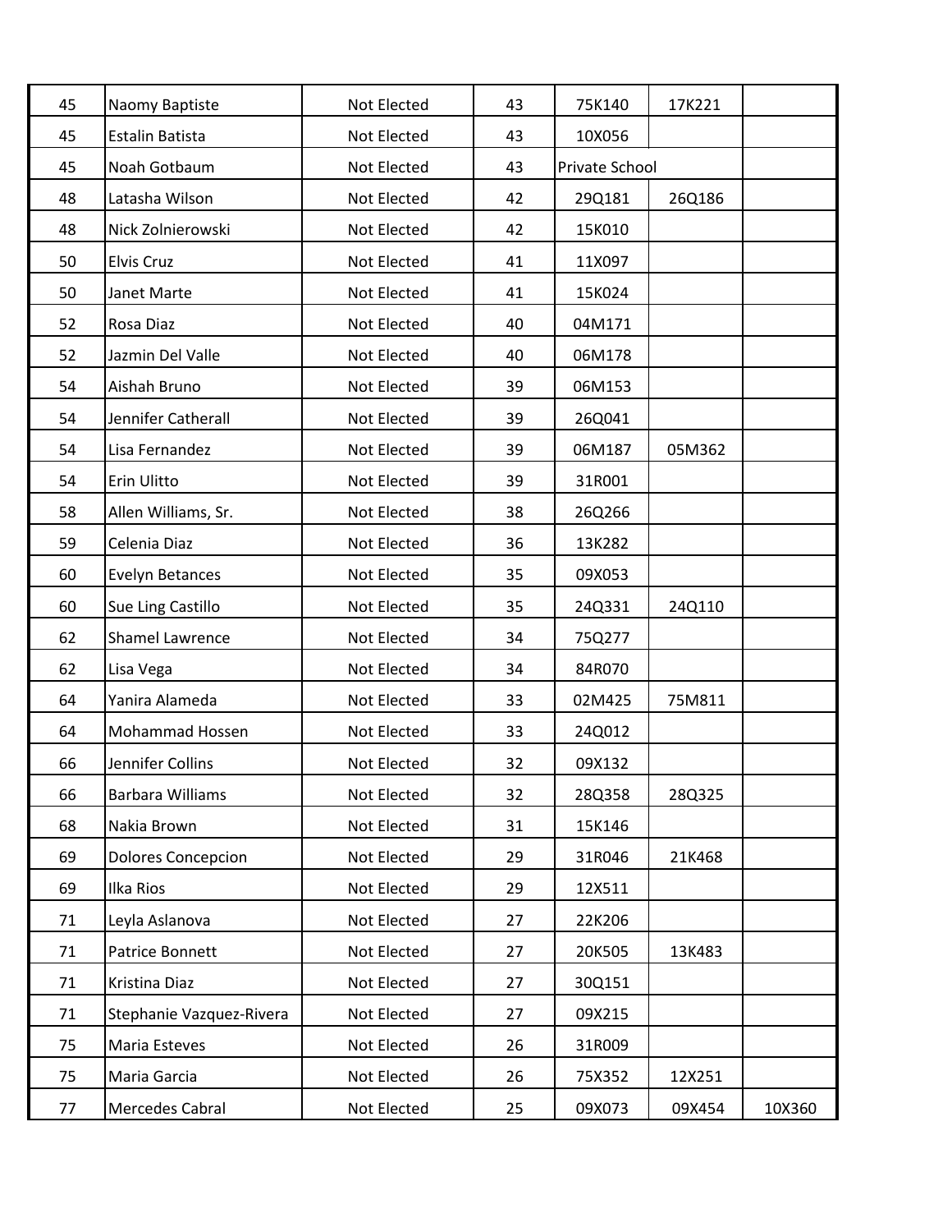| | | | | | | |
|---|---|---|---|---|---|---|
| 45 | Naomy Baptiste | Not Elected | 43 | 75K140 | 17K221 | |
| 45 | Estalin Batista | Not Elected | 43 | 10X056 | | |
| 45 | Noah Gotbaum | Not Elected | 43 | Private School | | |
| 48 | Latasha Wilson | Not Elected | 42 | 29Q181 | 26Q186 | |
| 48 | Nick Zolnierowski | Not Elected | 42 | 15K010 | | |
| 50 | Elvis Cruz | Not Elected | 41 | 11X097 | | |
| 50 | Janet Marte | Not Elected | 41 | 15K024 | | |
| 52 | Rosa Diaz | Not Elected | 40 | 04M171 | | |
| 52 | Jazmin Del Valle | Not Elected | 40 | 06M178 | | |
| 54 | Aishah Bruno | Not Elected | 39 | 06M153 | | |
| 54 | Jennifer Catherall | Not Elected | 39 | 26Q041 | | |
| 54 | Lisa Fernandez | Not Elected | 39 | 06M187 | 05M362 | |
| 54 | Erin Ulitto | Not Elected | 39 | 31R001 | | |
| 58 | Allen Williams, Sr. | Not Elected | 38 | 26Q266 | | |
| 59 | Celenia Diaz | Not Elected | 36 | 13K282 | | |
| 60 | Evelyn Betances | Not Elected | 35 | 09X053 | | |
| 60 | Sue Ling Castillo | Not Elected | 35 | 24Q331 | 24Q110 | |
| 62 | Shamel Lawrence | Not Elected | 34 | 75Q277 | | |
| 62 | Lisa Vega | Not Elected | 34 | 84R070 | | |
| 64 | Yanira Alameda | Not Elected | 33 | 02M425 | 75M811 | |
| 64 | Mohammad Hossen | Not Elected | 33 | 24Q012 | | |
| 66 | Jennifer Collins | Not Elected | 32 | 09X132 | | |
| 66 | Barbara Williams | Not Elected | 32 | 28Q358 | 28Q325 | |
| 68 | Nakia Brown | Not Elected | 31 | 15K146 | | |
| 69 | Dolores Concepcion | Not Elected | 29 | 31R046 | 21K468 | |
| 69 | Ilka Rios | Not Elected | 29 | 12X511 | | |
| 71 | Leyla Aslanova | Not Elected | 27 | 22K206 | | |
| 71 | Patrice Bonnett | Not Elected | 27 | 20K505 | 13K483 | |
| 71 | Kristina Diaz | Not Elected | 27 | 30Q151 | | |
| 71 | Stephanie Vazquez-Rivera | Not Elected | 27 | 09X215 | | |
| 75 | Maria Esteves | Not Elected | 26 | 31R009 | | |
| 75 | Maria Garcia | Not Elected | 26 | 75X352 | 12X251 | |
| 77 | Mercedes Cabral | Not Elected | 25 | 09X073 | 09X454 | 10X360 |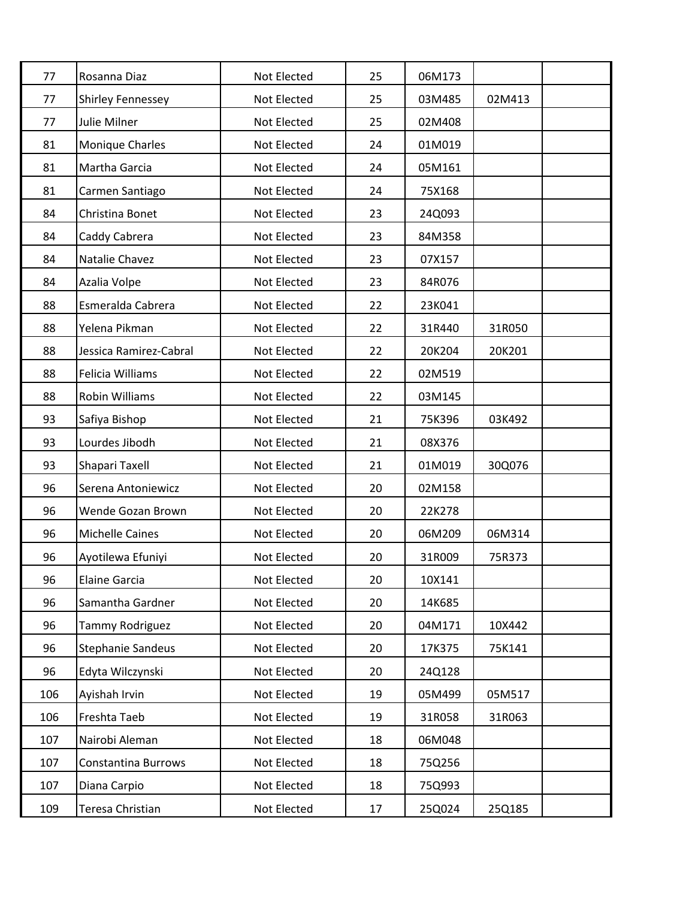| | | | | | | |
|---|---|---|---|---|---|---|
| 77 | Rosanna Diaz | Not Elected | 25 | 06M173 | | |
| 77 | Shirley Fennessey | Not Elected | 25 | 03M485 | 02M413 | |
| 77 | Julie Milner | Not Elected | 25 | 02M408 | | |
| 81 | Monique Charles | Not Elected | 24 | 01M019 | | |
| 81 | Martha Garcia | Not Elected | 24 | 05M161 | | |
| 81 | Carmen Santiago | Not Elected | 24 | 75X168 | | |
| 84 | Christina Bonet | Not Elected | 23 | 24Q093 | | |
| 84 | Caddy Cabrera | Not Elected | 23 | 84M358 | | |
| 84 | Natalie Chavez | Not Elected | 23 | 07X157 | | |
| 84 | Azalia Volpe | Not Elected | 23 | 84R076 | | |
| 88 | Esmeralda Cabrera | Not Elected | 22 | 23K041 | | |
| 88 | Yelena Pikman | Not Elected | 22 | 31R440 | 31R050 | |
| 88 | Jessica Ramirez-Cabral | Not Elected | 22 | 20K204 | 20K201 | |
| 88 | Felicia Williams | Not Elected | 22 | 02M519 | | |
| 88 | Robin Williams | Not Elected | 22 | 03M145 | | |
| 93 | Safiya Bishop | Not Elected | 21 | 75K396 | 03K492 | |
| 93 | Lourdes Jibodh | Not Elected | 21 | 08X376 | | |
| 93 | Shapari Taxell | Not Elected | 21 | 01M019 | 30Q076 | |
| 96 | Serena Antoniewicz | Not Elected | 20 | 02M158 | | |
| 96 | Wende Gozan Brown | Not Elected | 20 | 22K278 | | |
| 96 | Michelle Caines | Not Elected | 20 | 06M209 | 06M314 | |
| 96 | Ayotilewa Efuniyi | Not Elected | 20 | 31R009 | 75R373 | |
| 96 | Elaine Garcia | Not Elected | 20 | 10X141 | | |
| 96 | Samantha Gardner | Not Elected | 20 | 14K685 | | |
| 96 | Tammy Rodriguez | Not Elected | 20 | 04M171 | 10X442 | |
| 96 | Stephanie Sandeus | Not Elected | 20 | 17K375 | 75K141 | |
| 96 | Edyta Wilczynski | Not Elected | 20 | 24Q128 | | |
| 106 | Ayishah Irvin | Not Elected | 19 | 05M499 | 05M517 | |
| 106 | Freshta Taeb | Not Elected | 19 | 31R058 | 31R063 | |
| 107 | Nairobi Aleman | Not Elected | 18 | 06M048 | | |
| 107 | Constantina Burrows | Not Elected | 18 | 75Q256 | | |
| 107 | Diana Carpio | Not Elected | 18 | 75Q993 | | |
| 109 | Teresa Christian | Not Elected | 17 | 25Q024 | 25Q185 | |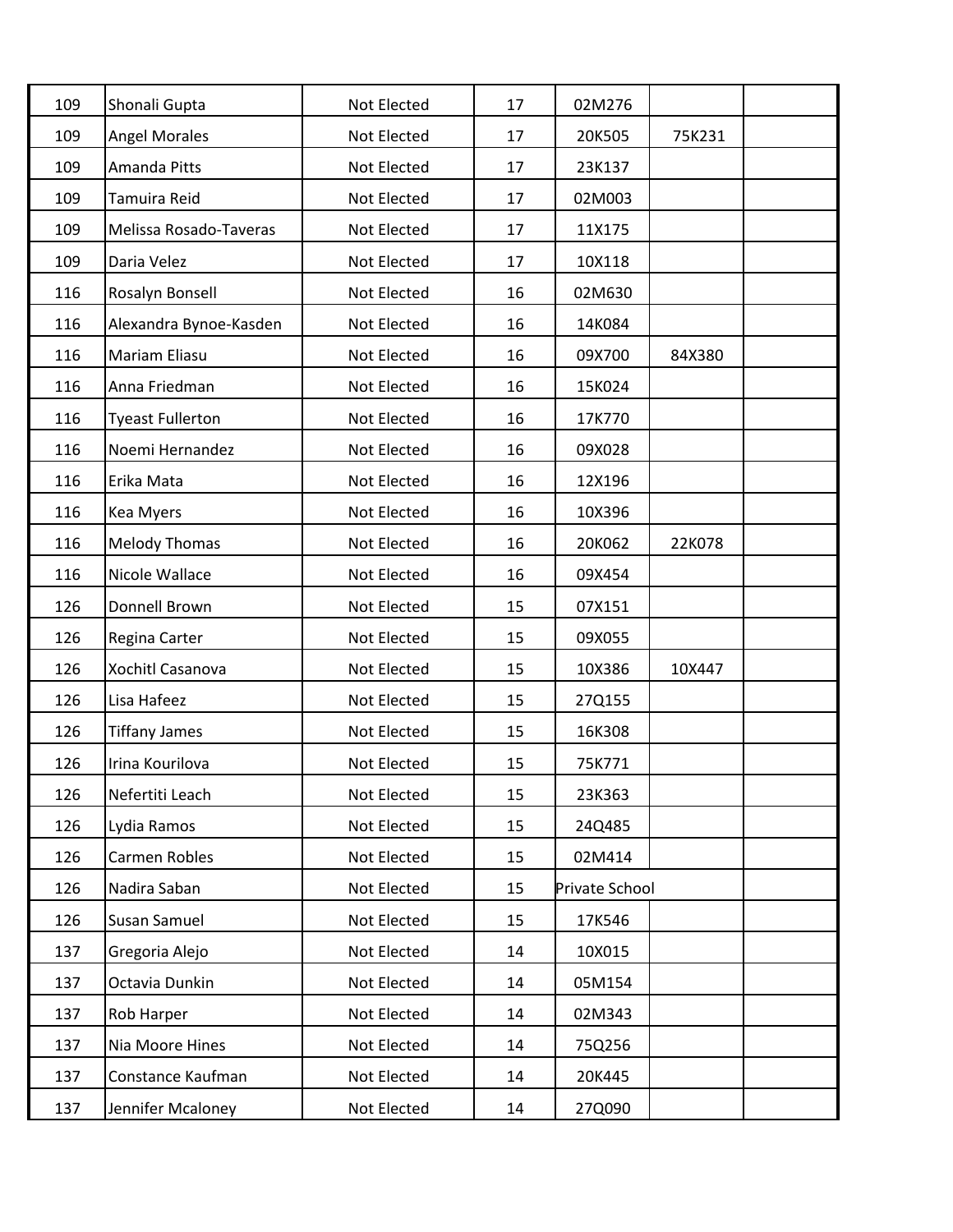| | | | | | | |
|---|---|---|---|---|---|---|
| 109 | Shonali Gupta | Not Elected | 17 | 02M276 | | |
| 109 | Angel Morales | Not Elected | 17 | 20K505 | 75K231 | |
| 109 | Amanda Pitts | Not Elected | 17 | 23K137 | | |
| 109 | Tamuira Reid | Not Elected | 17 | 02M003 | | |
| 109 | Melissa Rosado-Taveras | Not Elected | 17 | 11X175 | | |
| 109 | Daria Velez | Not Elected | 17 | 10X118 | | |
| 116 | Rosalyn Bonsell | Not Elected | 16 | 02M630 | | |
| 116 | Alexandra Bynoe-Kasden | Not Elected | 16 | 14K084 | | |
| 116 | Mariam Eliasu | Not Elected | 16 | 09X700 | 84X380 | |
| 116 | Anna Friedman | Not Elected | 16 | 15K024 | | |
| 116 | Tyeast Fullerton | Not Elected | 16 | 17K770 | | |
| 116 | Noemi Hernandez | Not Elected | 16 | 09X028 | | |
| 116 | Erika Mata | Not Elected | 16 | 12X196 | | |
| 116 | Kea Myers | Not Elected | 16 | 10X396 | | |
| 116 | Melody Thomas | Not Elected | 16 | 20K062 | 22K078 | |
| 116 | Nicole Wallace | Not Elected | 16 | 09X454 | | |
| 126 | Donnell Brown | Not Elected | 15 | 07X151 | | |
| 126 | Regina Carter | Not Elected | 15 | 09X055 | | |
| 126 | Xochitl Casanova | Not Elected | 15 | 10X386 | 10X447 | |
| 126 | Lisa Hafeez | Not Elected | 15 | 27Q155 | | |
| 126 | Tiffany James | Not Elected | 15 | 16K308 | | |
| 126 | Irina Kourilova | Not Elected | 15 | 75K771 | | |
| 126 | Nefertiti Leach | Not Elected | 15 | 23K363 | | |
| 126 | Lydia Ramos | Not Elected | 15 | 24Q485 | | |
| 126 | Carmen Robles | Not Elected | 15 | 02M414 | | |
| 126 | Nadira Saban | Not Elected | 15 | Private School | | |
| 126 | Susan Samuel | Not Elected | 15 | 17K546 | | |
| 137 | Gregoria Alejo | Not Elected | 14 | 10X015 | | |
| 137 | Octavia Dunkin | Not Elected | 14 | 05M154 | | |
| 137 | Rob Harper | Not Elected | 14 | 02M343 | | |
| 137 | Nia Moore Hines | Not Elected | 14 | 75Q256 | | |
| 137 | Constance Kaufman | Not Elected | 14 | 20K445 | | |
| 137 | Jennifer Mcaloney | Not Elected | 14 | 27Q090 | | |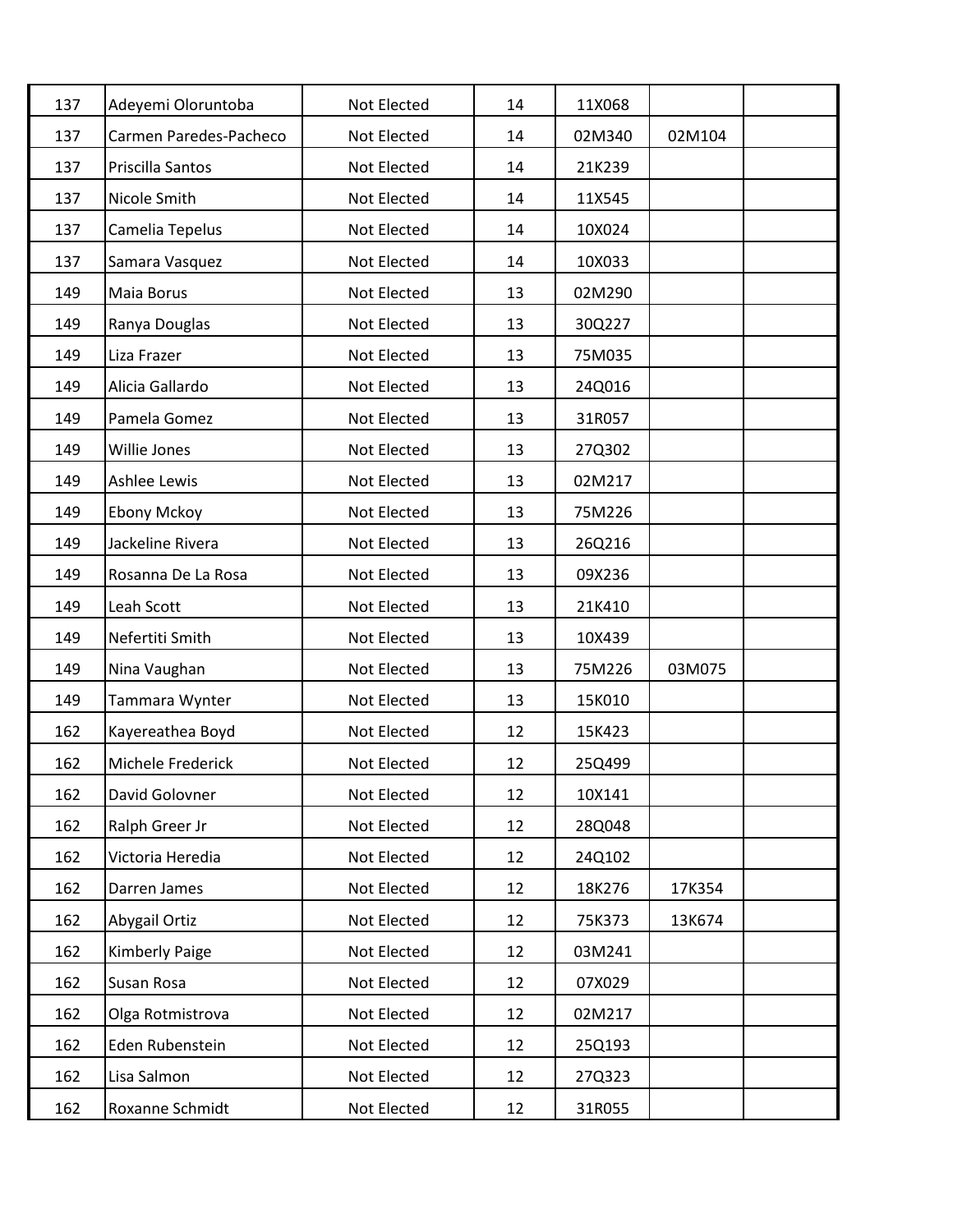| | | | | | | |
|---|---|---|---|---|---|---|
| 137 | Adeyemi Oloruntoba | Not Elected | 14 | 11X068 | | |
| 137 | Carmen Paredes-Pacheco | Not Elected | 14 | 02M340 | 02M104 | |
| 137 | Priscilla Santos | Not Elected | 14 | 21K239 | | |
| 137 | Nicole Smith | Not Elected | 14 | 11X545 | | |
| 137 | Camelia Tepelus | Not Elected | 14 | 10X024 | | |
| 137 | Samara Vasquez | Not Elected | 14 | 10X033 | | |
| 149 | Maia Borus | Not Elected | 13 | 02M290 | | |
| 149 | Ranya Douglas | Not Elected | 13 | 30Q227 | | |
| 149 | Liza Frazer | Not Elected | 13 | 75M035 | | |
| 149 | Alicia Gallardo | Not Elected | 13 | 24Q016 | | |
| 149 | Pamela Gomez | Not Elected | 13 | 31R057 | | |
| 149 | Willie Jones | Not Elected | 13 | 27Q302 | | |
| 149 | Ashlee Lewis | Not Elected | 13 | 02M217 | | |
| 149 | Ebony Mckoy | Not Elected | 13 | 75M226 | | |
| 149 | Jackeline Rivera | Not Elected | 13 | 26Q216 | | |
| 149 | Rosanna De La Rosa | Not Elected | 13 | 09X236 | | |
| 149 | Leah Scott | Not Elected | 13 | 21K410 | | |
| 149 | Nefertiti Smith | Not Elected | 13 | 10X439 | | |
| 149 | Nina Vaughan | Not Elected | 13 | 75M226 | 03M075 | |
| 149 | Tammara Wynter | Not Elected | 13 | 15K010 | | |
| 162 | Kayereathea Boyd | Not Elected | 12 | 15K423 | | |
| 162 | Michele Frederick | Not Elected | 12 | 25Q499 | | |
| 162 | David Golovner | Not Elected | 12 | 10X141 | | |
| 162 | Ralph Greer Jr | Not Elected | 12 | 28Q048 | | |
| 162 | Victoria Heredia | Not Elected | 12 | 24Q102 | | |
| 162 | Darren James | Not Elected | 12 | 18K276 | 17K354 | |
| 162 | Abygail Ortiz | Not Elected | 12 | 75K373 | 13K674 | |
| 162 | Kimberly Paige | Not Elected | 12 | 03M241 | | |
| 162 | Susan Rosa | Not Elected | 12 | 07X029 | | |
| 162 | Olga Rotmistrova | Not Elected | 12 | 02M217 | | |
| 162 | Eden Rubenstein | Not Elected | 12 | 25Q193 | | |
| 162 | Lisa Salmon | Not Elected | 12 | 27Q323 | | |
| 162 | Roxanne Schmidt | Not Elected | 12 | 31R055 | | |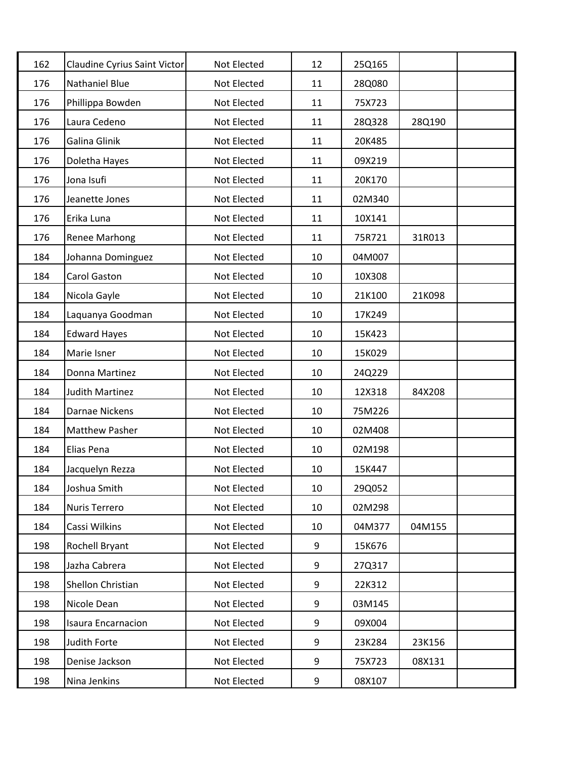| | | | | | | |
|---|---|---|---|---|---|---|
| 162 | Claudine Cyrius Saint Victor | Not Elected | 12 | 25Q165 | | |
| 176 | Nathaniel Blue | Not Elected | 11 | 28Q080 | | |
| 176 | Phillippa Bowden | Not Elected | 11 | 75X723 | | |
| 176 | Laura Cedeno | Not Elected | 11 | 28Q328 | 28Q190 | |
| 176 | Galina Glinik | Not Elected | 11 | 20K485 | | |
| 176 | Doletha Hayes | Not Elected | 11 | 09X219 | | |
| 176 | Jona Isufi | Not Elected | 11 | 20K170 | | |
| 176 | Jeanette Jones | Not Elected | 11 | 02M340 | | |
| 176 | Erika Luna | Not Elected | 11 | 10X141 | | |
| 176 | Renee Marhong | Not Elected | 11 | 75R721 | 31R013 | |
| 184 | Johanna Dominguez | Not Elected | 10 | 04M007 | | |
| 184 | Carol Gaston | Not Elected | 10 | 10X308 | | |
| 184 | Nicola Gayle | Not Elected | 10 | 21K100 | 21K098 | |
| 184 | Laquanya Goodman | Not Elected | 10 | 17K249 | | |
| 184 | Edward Hayes | Not Elected | 10 | 15K423 | | |
| 184 | Marie Isner | Not Elected | 10 | 15K029 | | |
| 184 | Donna Martinez | Not Elected | 10 | 24Q229 | | |
| 184 | Judith Martinez | Not Elected | 10 | 12X318 | 84X208 | |
| 184 | Darnae Nickens | Not Elected | 10 | 75M226 | | |
| 184 | Matthew Pasher | Not Elected | 10 | 02M408 | | |
| 184 | Elias Pena | Not Elected | 10 | 02M198 | | |
| 184 | Jacquelyn Rezza | Not Elected | 10 | 15K447 | | |
| 184 | Joshua Smith | Not Elected | 10 | 29Q052 | | |
| 184 | Nuris Terrero | Not Elected | 10 | 02M298 | | |
| 184 | Cassi Wilkins | Not Elected | 10 | 04M377 | 04M155 | |
| 198 | Rochell Bryant | Not Elected | 9 | 15K676 | | |
| 198 | Jazha Cabrera | Not Elected | 9 | 27Q317 | | |
| 198 | Shellon Christian | Not Elected | 9 | 22K312 | | |
| 198 | Nicole Dean | Not Elected | 9 | 03M145 | | |
| 198 | Isaura Encarnacion | Not Elected | 9 | 09X004 | | |
| 198 | Judith Forte | Not Elected | 9 | 23K284 | 23K156 | |
| 198 | Denise Jackson | Not Elected | 9 | 75X723 | 08X131 | |
| 198 | Nina Jenkins | Not Elected | 9 | 08X107 | | |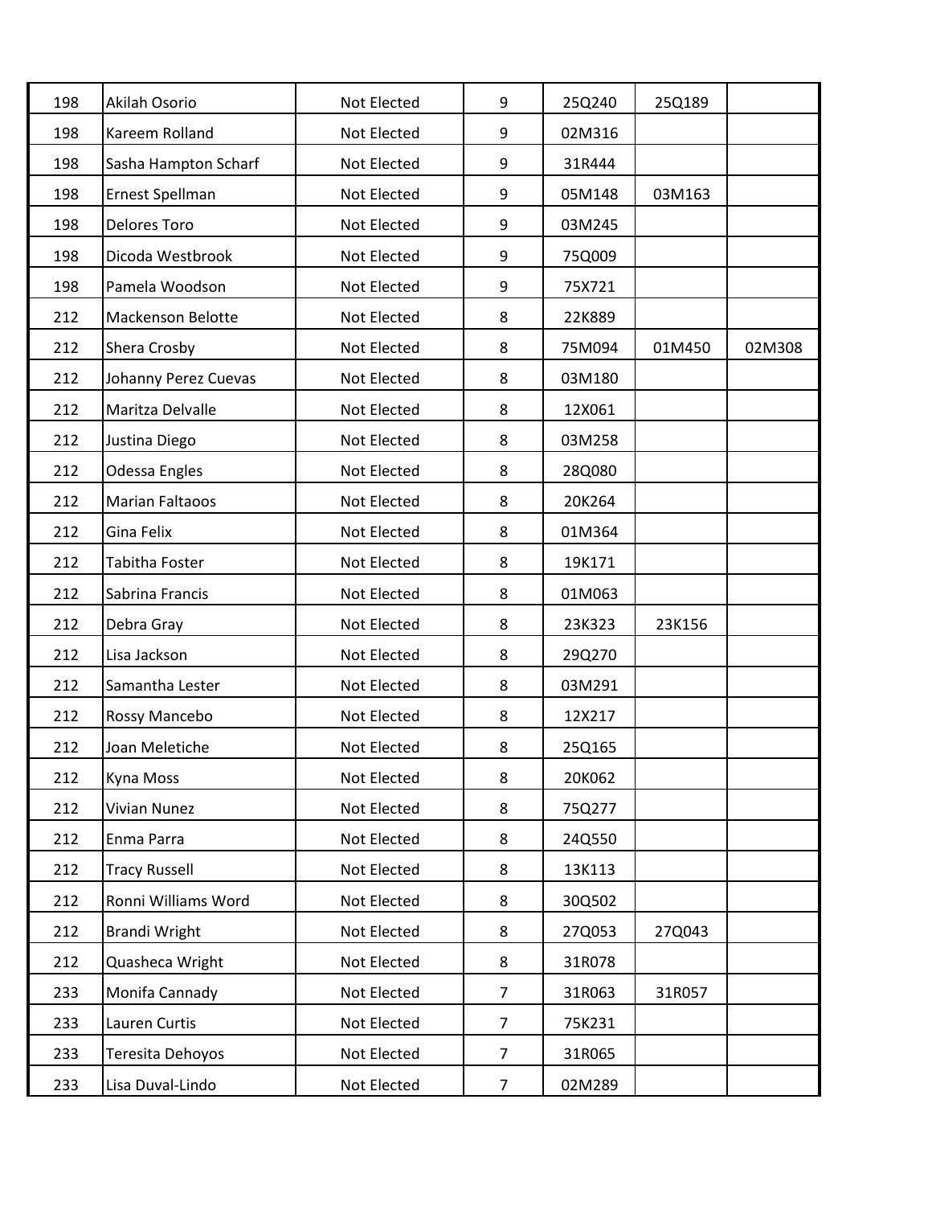| | | | | | | |
|---|---|---|---|---|---|---|
| 198 | Akilah Osorio | Not Elected | 9 | 25Q240 | 25Q189 | |
| 198 | Kareem Rolland | Not Elected | 9 | 02M316 | | |
| 198 | Sasha Hampton Scharf | Not Elected | 9 | 31R444 | | |
| 198 | Ernest Spellman | Not Elected | 9 | 05M148 | 03M163 | |
| 198 | Delores Toro | Not Elected | 9 | 03M245 | | |
| 198 | Dicoda Westbrook | Not Elected | 9 | 75Q009 | | |
| 198 | Pamela Woodson | Not Elected | 9 | 75X721 | | |
| 212 | Mackenson Belotte | Not Elected | 8 | 22K889 | | |
| 212 | Shera Crosby | Not Elected | 8 | 75M094 | 01M450 | 02M308 |
| 212 | Johanny Perez Cuevas | Not Elected | 8 | 03M180 | | |
| 212 | Maritza Delvalle | Not Elected | 8 | 12X061 | | |
| 212 | Justina Diego | Not Elected | 8 | 03M258 | | |
| 212 | Odessa Engles | Not Elected | 8 | 28Q080 | | |
| 212 | Marian Faltaoos | Not Elected | 8 | 20K264 | | |
| 212 | Gina Felix | Not Elected | 8 | 01M364 | | |
| 212 | Tabitha Foster | Not Elected | 8 | 19K171 | | |
| 212 | Sabrina Francis | Not Elected | 8 | 01M063 | | |
| 212 | Debra Gray | Not Elected | 8 | 23K323 | 23K156 | |
| 212 | Lisa Jackson | Not Elected | 8 | 29Q270 | | |
| 212 | Samantha Lester | Not Elected | 8 | 03M291 | | |
| 212 | Rossy Mancebo | Not Elected | 8 | 12X217 | | |
| 212 | Joan Meletiche | Not Elected | 8 | 25Q165 | | |
| 212 | Kyna Moss | Not Elected | 8 | 20K062 | | |
| 212 | Vivian Nunez | Not Elected | 8 | 75Q277 | | |
| 212 | Enma Parra | Not Elected | 8 | 24Q550 | | |
| 212 | Tracy Russell | Not Elected | 8 | 13K113 | | |
| 212 | Ronni Williams Word | Not Elected | 8 | 30Q502 | | |
| 212 | Brandi Wright | Not Elected | 8 | 27Q053 | 27Q043 | |
| 212 | Quasheca Wright | Not Elected | 8 | 31R078 | | |
| 233 | Monifa Cannady | Not Elected | 7 | 31R063 | 31R057 | |
| 233 | Lauren Curtis | Not Elected | 7 | 75K231 | | |
| 233 | Teresita Dehoyos | Not Elected | 7 | 31R065 | | |
| 233 | Lisa Duval-Lindo | Not Elected | 7 | 02M289 | | |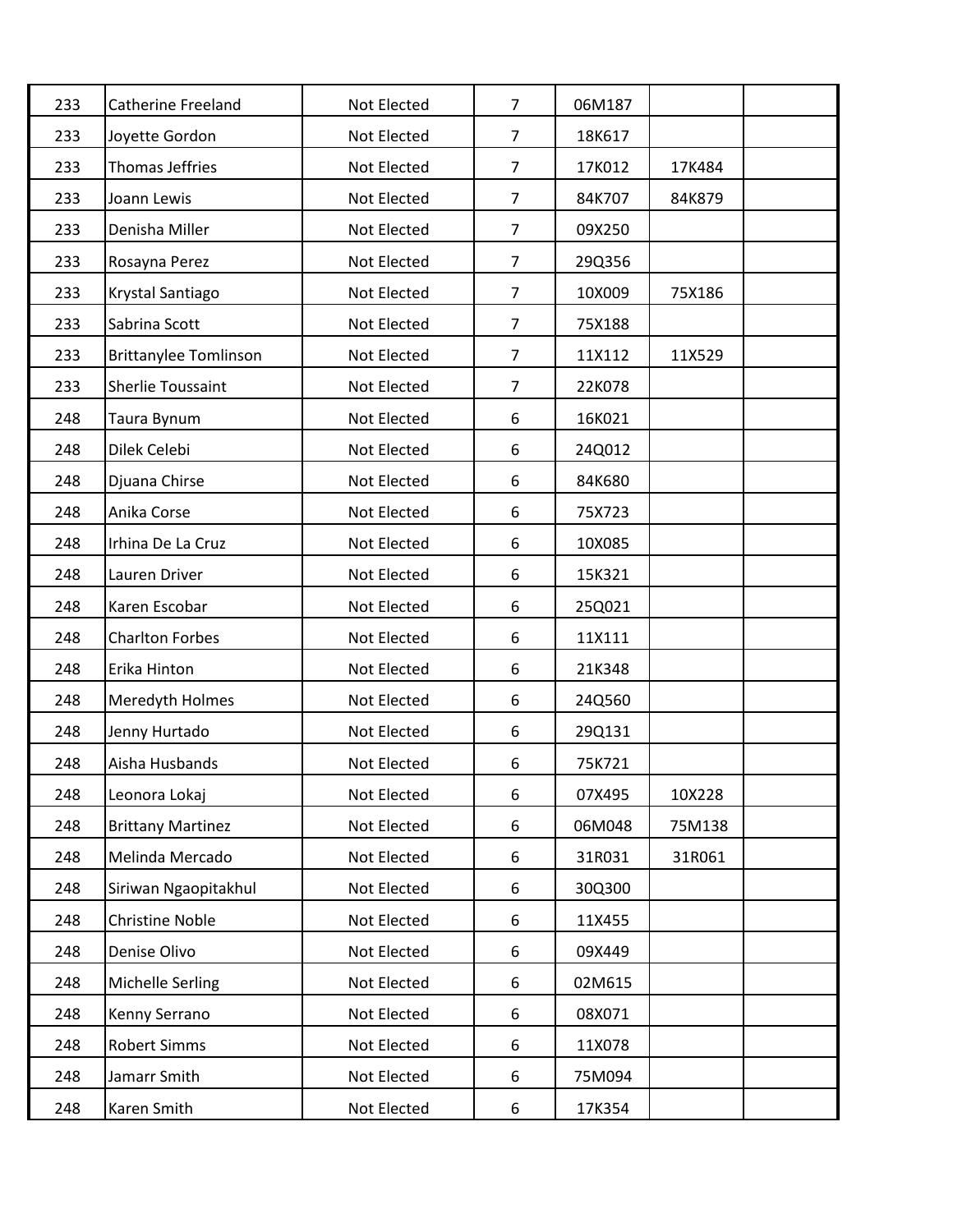| | | | | | | |
|---|---|---|---|---|---|---|
| 233 | Catherine Freeland | Not Elected | 7 | 06M187 | | |
| 233 | Joyette Gordon | Not Elected | 7 | 18K617 | | |
| 233 | Thomas Jeffries | Not Elected | 7 | 17K012 | 17K484 | |
| 233 | Joann Lewis | Not Elected | 7 | 84K707 | 84K879 | |
| 233 | Denisha Miller | Not Elected | 7 | 09X250 | | |
| 233 | Rosayna Perez | Not Elected | 7 | 29Q356 | | |
| 233 | Krystal Santiago | Not Elected | 7 | 10X009 | 75X186 | |
| 233 | Sabrina Scott | Not Elected | 7 | 75X188 | | |
| 233 | Brittanylee Tomlinson | Not Elected | 7 | 11X112 | 11X529 | |
| 233 | Sherlie Toussaint | Not Elected | 7 | 22K078 | | |
| 248 | Taura Bynum | Not Elected | 6 | 16K021 | | |
| 248 | Dilek Celebi | Not Elected | 6 | 24Q012 | | |
| 248 | Djuana Chirse | Not Elected | 6 | 84K680 | | |
| 248 | Anika Corse | Not Elected | 6 | 75X723 | | |
| 248 | Irhina De La Cruz | Not Elected | 6 | 10X085 | | |
| 248 | Lauren Driver | Not Elected | 6 | 15K321 | | |
| 248 | Karen Escobar | Not Elected | 6 | 25Q021 | | |
| 248 | Charlton Forbes | Not Elected | 6 | 11X111 | | |
| 248 | Erika Hinton | Not Elected | 6 | 21K348 | | |
| 248 | Meredyth Holmes | Not Elected | 6 | 24Q560 | | |
| 248 | Jenny Hurtado | Not Elected | 6 | 29Q131 | | |
| 248 | Aisha Husbands | Not Elected | 6 | 75K721 | | |
| 248 | Leonora Lokaj | Not Elected | 6 | 07X495 | 10X228 | |
| 248 | Brittany Martinez | Not Elected | 6 | 06M048 | 75M138 | |
| 248 | Melinda Mercado | Not Elected | 6 | 31R031 | 31R061 | |
| 248 | Siriwan Ngaopitakhul | Not Elected | 6 | 30Q300 | | |
| 248 | Christine Noble | Not Elected | 6 | 11X455 | | |
| 248 | Denise Olivo | Not Elected | 6 | 09X449 | | |
| 248 | Michelle Serling | Not Elected | 6 | 02M615 | | |
| 248 | Kenny Serrano | Not Elected | 6 | 08X071 | | |
| 248 | Robert Simms | Not Elected | 6 | 11X078 | | |
| 248 | Jamarr Smith | Not Elected | 6 | 75M094 | | |
| 248 | Karen Smith | Not Elected | 6 | 17K354 | | |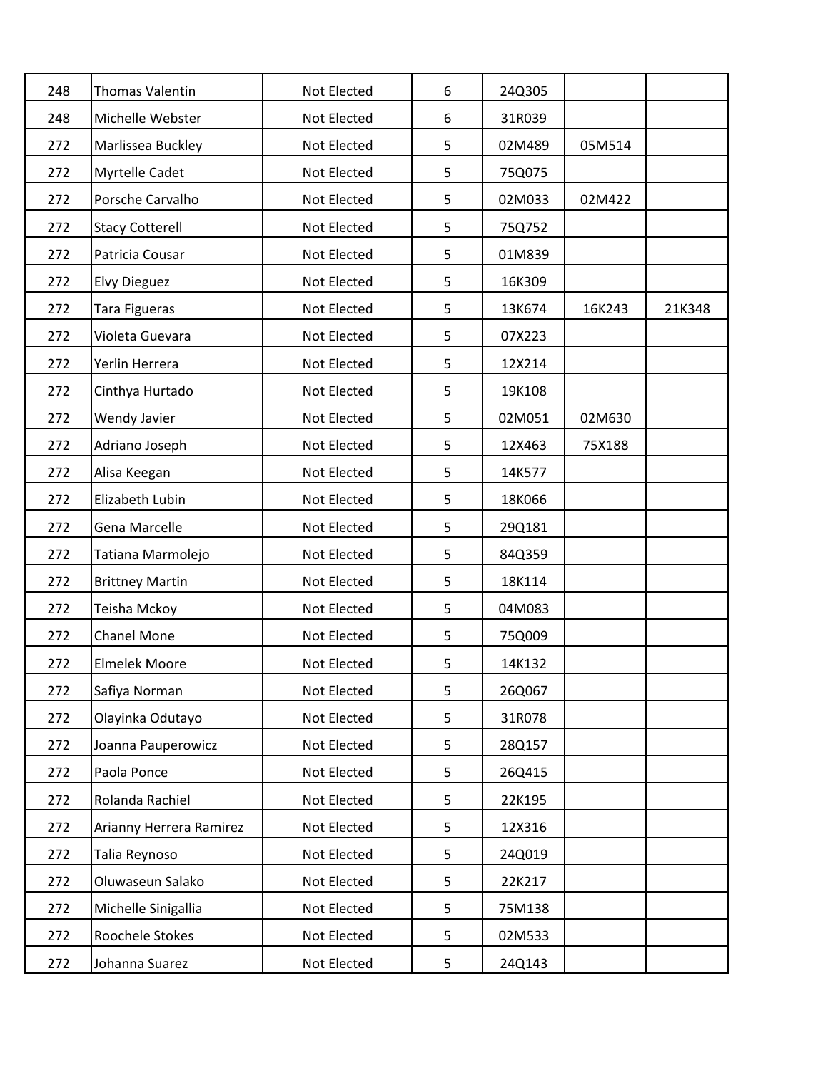| | | | | | | |
|---|---|---|---|---|---|---|
| 248 | Thomas Valentin | Not Elected | 6 | 24Q305 | | |
| 248 | Michelle Webster | Not Elected | 6 | 31R039 | | |
| 272 | Marlissea Buckley | Not Elected | 5 | 02M489 | 05M514 | |
| 272 | Myrtelle Cadet | Not Elected | 5 | 75Q075 | | |
| 272 | Porsche Carvalho | Not Elected | 5 | 02M033 | 02M422 | |
| 272 | Stacy Cotterell | Not Elected | 5 | 75Q752 | | |
| 272 | Patricia Cousar | Not Elected | 5 | 01M839 | | |
| 272 | Elvy Dieguez | Not Elected | 5 | 16K309 | | |
| 272 | Tara Figueras | Not Elected | 5 | 13K674 | 16K243 | 21K348 |
| 272 | Violeta Guevara | Not Elected | 5 | 07X223 | | |
| 272 | Yerlin Herrera | Not Elected | 5 | 12X214 | | |
| 272 | Cinthya Hurtado | Not Elected | 5 | 19K108 | | |
| 272 | Wendy Javier | Not Elected | 5 | 02M051 | 02M630 | |
| 272 | Adriano Joseph | Not Elected | 5 | 12X463 | 75X188 | |
| 272 | Alisa Keegan | Not Elected | 5 | 14K577 | | |
| 272 | Elizabeth Lubin | Not Elected | 5 | 18K066 | | |
| 272 | Gena Marcelle | Not Elected | 5 | 29Q181 | | |
| 272 | Tatiana Marmolejo | Not Elected | 5 | 84Q359 | | |
| 272 | Brittney Martin | Not Elected | 5 | 18K114 | | |
| 272 | Teisha Mckoy | Not Elected | 5 | 04M083 | | |
| 272 | Chanel Mone | Not Elected | 5 | 75Q009 | | |
| 272 | Elmelek Moore | Not Elected | 5 | 14K132 | | |
| 272 | Safiya Norman | Not Elected | 5 | 26Q067 | | |
| 272 | Olayinka Odutayo | Not Elected | 5 | 31R078 | | |
| 272 | Joanna Pauperowicz | Not Elected | 5 | 28Q157 | | |
| 272 | Paola Ponce | Not Elected | 5 | 26Q415 | | |
| 272 | Rolanda Rachiel | Not Elected | 5 | 22K195 | | |
| 272 | Arianny Herrera Ramirez | Not Elected | 5 | 12X316 | | |
| 272 | Talia Reynoso | Not Elected | 5 | 24Q019 | | |
| 272 | Oluwaseun Salako | Not Elected | 5 | 22K217 | | |
| 272 | Michelle Sinigallia | Not Elected | 5 | 75M138 | | |
| 272 | Roochele Stokes | Not Elected | 5 | 02M533 | | |
| 272 | Johanna Suarez | Not Elected | 5 | 24Q143 | | |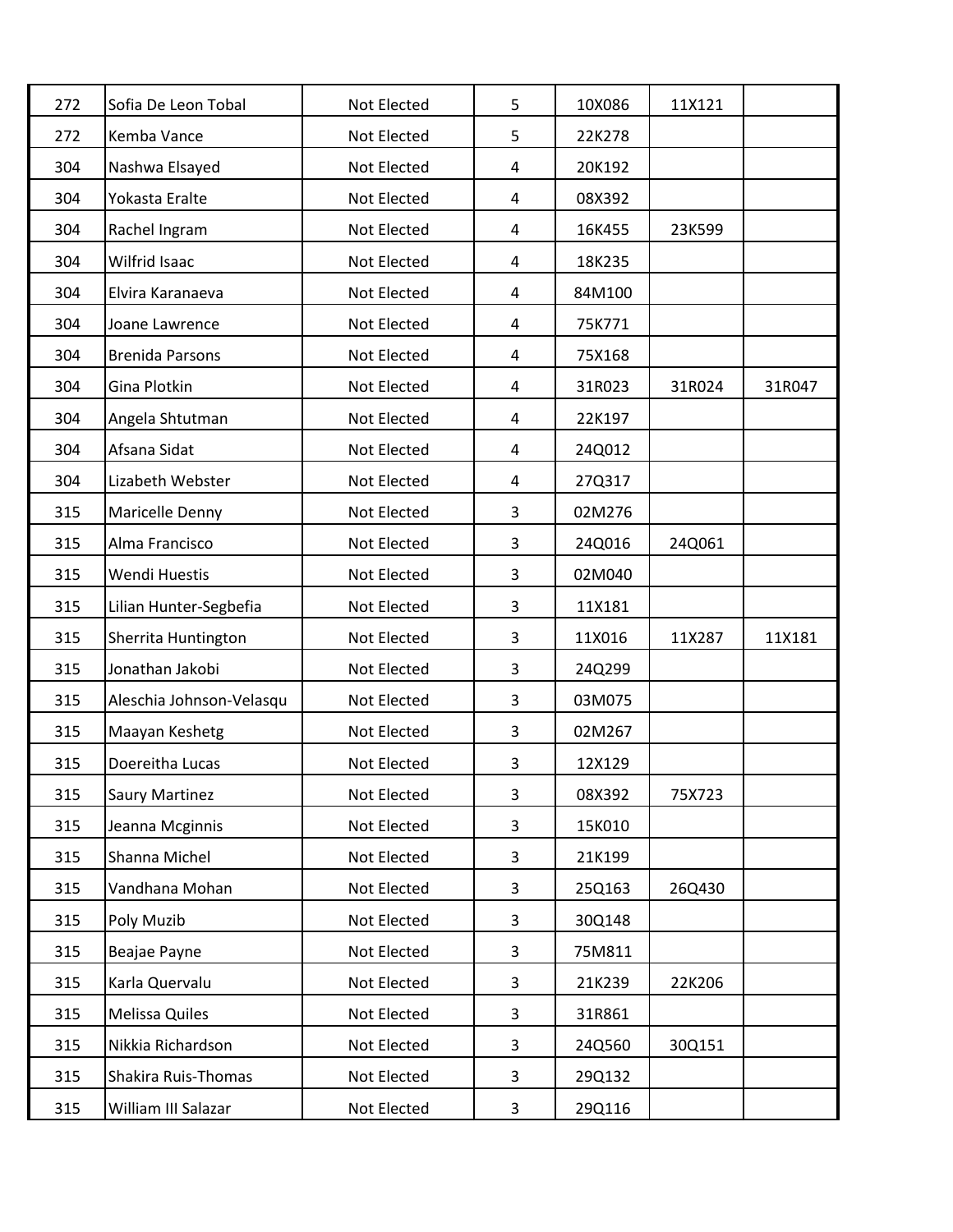| | | | | | | |
|---|---|---|---|---|---|---|
| 272 | Sofia De Leon Tobal | Not Elected | 5 | 10X086 | 11X121 | |
| 272 | Kemba Vance | Not Elected | 5 | 22K278 | | |
| 304 | Nashwa Elsayed | Not Elected | 4 | 20K192 | | |
| 304 | Yokasta Eralte | Not Elected | 4 | 08X392 | | |
| 304 | Rachel Ingram | Not Elected | 4 | 16K455 | 23K599 | |
| 304 | Wilfrid Isaac | Not Elected | 4 | 18K235 | | |
| 304 | Elvira Karanaeva | Not Elected | 4 | 84M100 | | |
| 304 | Joane Lawrence | Not Elected | 4 | 75K771 | | |
| 304 | Brenida Parsons | Not Elected | 4 | 75X168 | | |
| 304 | Gina Plotkin | Not Elected | 4 | 31R023 | 31R024 | 31R047 |
| 304 | Angela Shtutman | Not Elected | 4 | 22K197 | | |
| 304 | Afsana Sidat | Not Elected | 4 | 24Q012 | | |
| 304 | Lizabeth Webster | Not Elected | 4 | 27Q317 | | |
| 315 | Maricelle Denny | Not Elected | 3 | 02M276 | | |
| 315 | Alma Francisco | Not Elected | 3 | 24Q016 | 24Q061 | |
| 315 | Wendi Huestis | Not Elected | 3 | 02M040 | | |
| 315 | Lilian Hunter-Segbefia | Not Elected | 3 | 11X181 | | |
| 315 | Sherrita Huntington | Not Elected | 3 | 11X016 | 11X287 | 11X181 |
| 315 | Jonathan Jakobi | Not Elected | 3 | 24Q299 | | |
| 315 | Aleschia Johnson-Velasqu | Not Elected | 3 | 03M075 | | |
| 315 | Maayan Keshetg | Not Elected | 3 | 02M267 | | |
| 315 | Doereitha Lucas | Not Elected | 3 | 12X129 | | |
| 315 | Saury Martinez | Not Elected | 3 | 08X392 | 75X723 | |
| 315 | Jeanna Mcginnis | Not Elected | 3 | 15K010 | | |
| 315 | Shanna Michel | Not Elected | 3 | 21K199 | | |
| 315 | Vandhana Mohan | Not Elected | 3 | 25Q163 | 26Q430 | |
| 315 | Poly Muzib | Not Elected | 3 | 30Q148 | | |
| 315 | Beajae Payne | Not Elected | 3 | 75M811 | | |
| 315 | Karla Quervalu | Not Elected | 3 | 21K239 | 22K206 | |
| 315 | Melissa Quiles | Not Elected | 3 | 31R861 | | |
| 315 | Nikkia Richardson | Not Elected | 3 | 24Q560 | 30Q151 | |
| 315 | Shakira Ruis-Thomas | Not Elected | 3 | 29Q132 | | |
| 315 | William III Salazar | Not Elected | 3 | 29Q116 | | |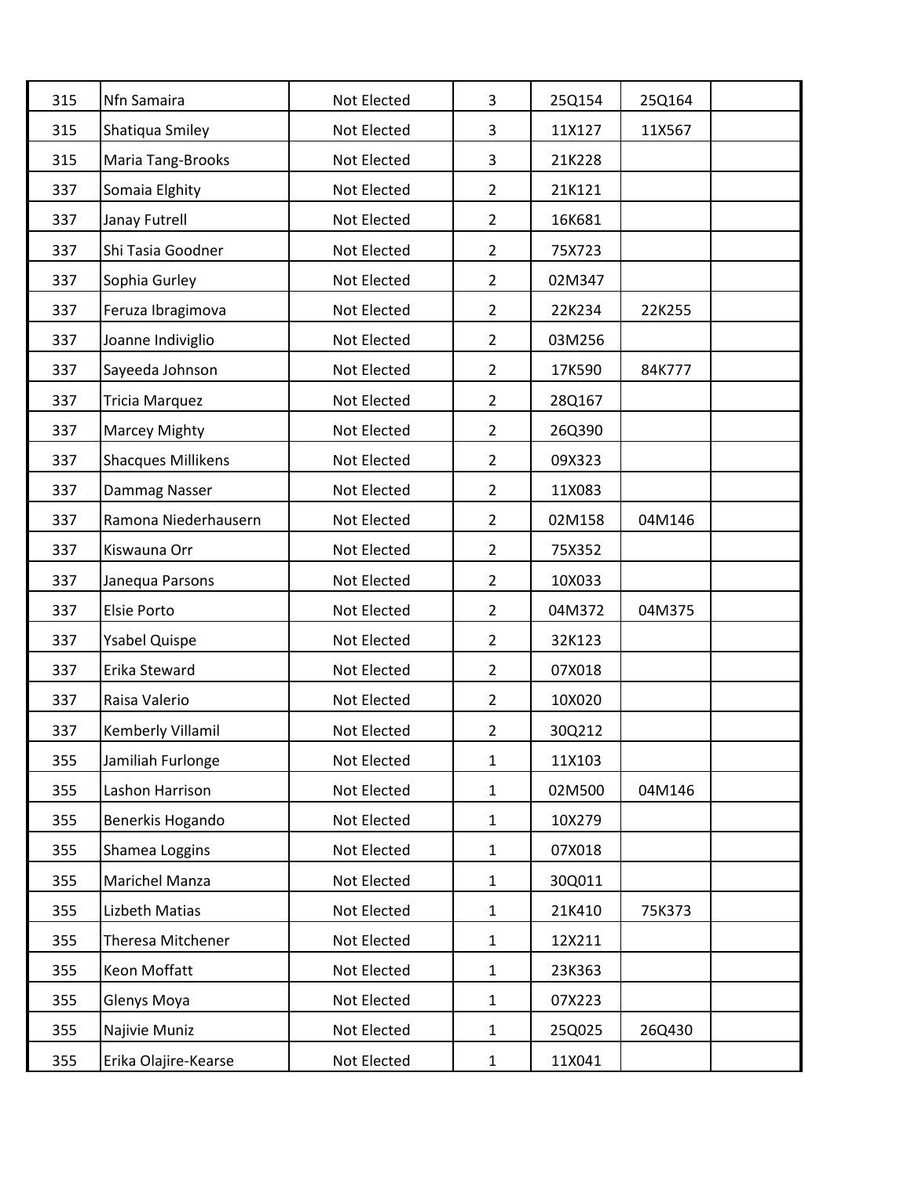| | | | | | | |
|---|---|---|---|---|---|---|
| 315 | Nfn Samaira | Not Elected | 3 | 25Q154 | 25Q164 | |
| 315 | Shatiqua Smiley | Not Elected | 3 | 11X127 | 11X567 | |
| 315 | Maria Tang-Brooks | Not Elected | 3 | 21K228 | | |
| 337 | Somaia Elghity | Not Elected | 2 | 21K121 | | |
| 337 | Janay Futrell | Not Elected | 2 | 16K681 | | |
| 337 | Shi Tasia Goodner | Not Elected | 2 | 75X723 | | |
| 337 | Sophia Gurley | Not Elected | 2 | 02M347 | | |
| 337 | Feruza Ibragimova | Not Elected | 2 | 22K234 | 22K255 | |
| 337 | Joanne Indiviglio | Not Elected | 2 | 03M256 | | |
| 337 | Sayeeda Johnson | Not Elected | 2 | 17K590 | 84K777 | |
| 337 | Tricia Marquez | Not Elected | 2 | 28Q167 | | |
| 337 | Marcey Mighty | Not Elected | 2 | 26Q390 | | |
| 337 | Shacques Millikens | Not Elected | 2 | 09X323 | | |
| 337 | Dammag Nasser | Not Elected | 2 | 11X083 | | |
| 337 | Ramona Niederhausern | Not Elected | 2 | 02M158 | 04M146 | |
| 337 | Kiswauna Orr | Not Elected | 2 | 75X352 | | |
| 337 | Janequa Parsons | Not Elected | 2 | 10X033 | | |
| 337 | Elsie Porto | Not Elected | 2 | 04M372 | 04M375 | |
| 337 | Ysabel Quispe | Not Elected | 2 | 32K123 | | |
| 337 | Erika Steward | Not Elected | 2 | 07X018 | | |
| 337 | Raisa Valerio | Not Elected | 2 | 10X020 | | |
| 337 | Kemberly Villamil | Not Elected | 2 | 30Q212 | | |
| 355 | Jamiliah Furlonge | Not Elected | 1 | 11X103 | | |
| 355 | Lashon Harrison | Not Elected | 1 | 02M500 | 04M146 | |
| 355 | Benerkis Hogando | Not Elected | 1 | 10X279 | | |
| 355 | Shamea Loggins | Not Elected | 1 | 07X018 | | |
| 355 | Marichel Manza | Not Elected | 1 | 30Q011 | | |
| 355 | Lizbeth Matias | Not Elected | 1 | 21K410 | 75K373 | |
| 355 | Theresa Mitchener | Not Elected | 1 | 12X211 | | |
| 355 | Keon Moffatt | Not Elected | 1 | 23K363 | | |
| 355 | Glenys Moya | Not Elected | 1 | 07X223 | | |
| 355 | Najivie Muniz | Not Elected | 1 | 25Q025 | 26Q430 | |
| 355 | Erika Olajire-Kearse | Not Elected | 1 | 11X041 | | |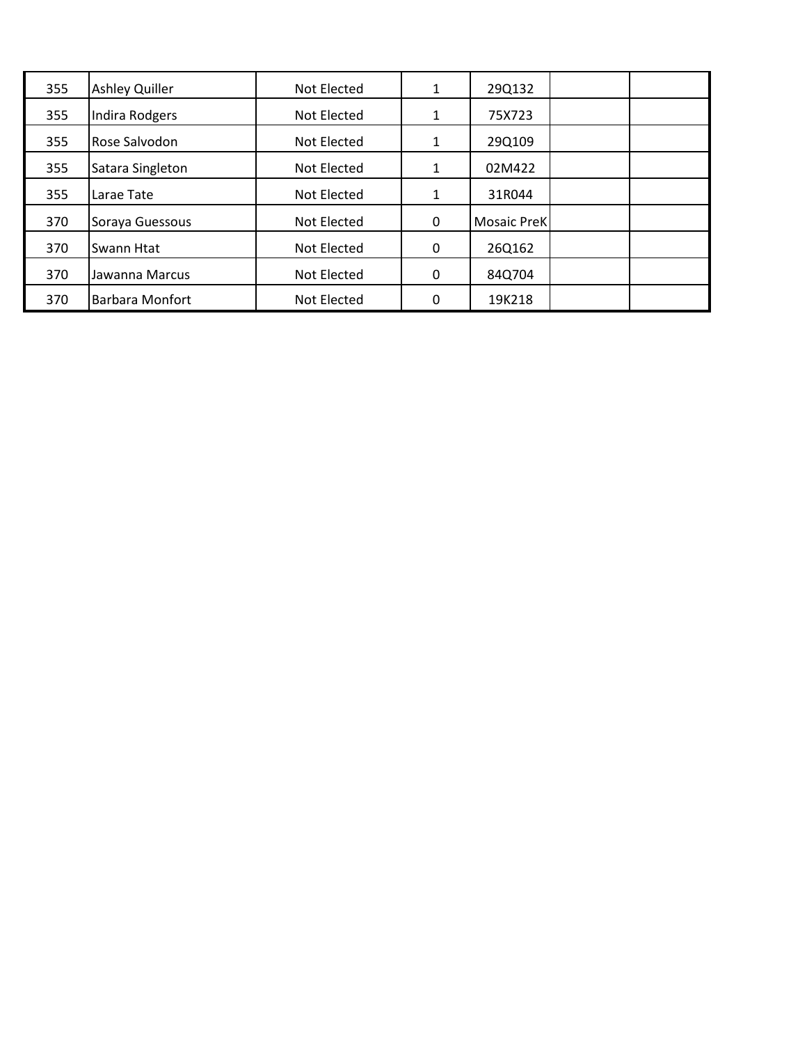| | | | | | | |
|---|---|---|---|---|---|---|
| 355 | Ashley Quiller | Not Elected | 1 | 29Q132 | | |
| 355 | Indira Rodgers | Not Elected | 1 | 75X723 | | |
| 355 | Rose Salvodon | Not Elected | 1 | 29Q109 | | |
| 355 | Satara Singleton | Not Elected | 1 | 02M422 | | |
| 355 | Larae Tate | Not Elected | 1 | 31R044 | | |
| 370 | Soraya Guessous | Not Elected | 0 | Mosaic PreK | | |
| 370 | Swann Htat | Not Elected | 0 | 26Q162 | | |
| 370 | Jawanna Marcus | Not Elected | 0 | 84Q704 | | |
| 370 | Barbara Monfort | Not Elected | 0 | 19K218 | | |